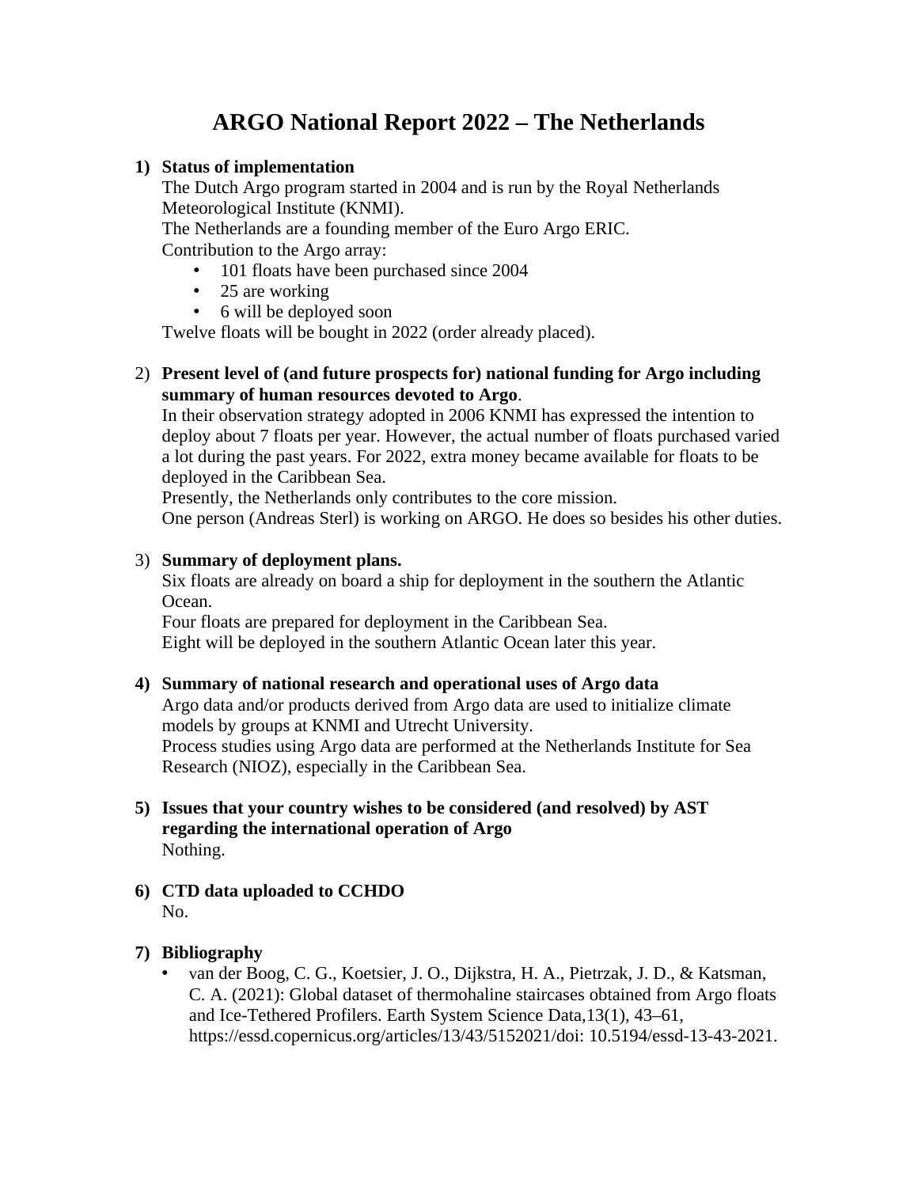# ARGO National Report 2022 – The Netherlands

1) **Status of implementation**

   The Dutch Argo program started in 2004 and is run by the Royal Netherlands Meteorological Institute (KNMI).

   The Netherlands are a founding member of the Euro Argo ERIC.

   Contribution to the Argo array:

   - 101 floats have been purchased since 2004
   - 25 are working
   - 6 will be deployed soon

   Twelve floats will be bought in 2022 (order already placed).

2) **Present level of (and future prospects for) national funding for Argo including summary of human resources devoted to Argo**.

   In their observation strategy adopted in 2006 KNMI has expressed the intention to deploy about 7 floats per year. However, the actual number of floats purchased varied a lot during the past years. For 2022, extra money became available for floats to be deployed in the Caribbean Sea.

   Presently, the Netherlands only contributes to the core mission.

   One person (Andreas Sterl) is working on ARGO. He does so besides his other duties.

3) **Summary of deployment plans.**

   Six floats are already on board a ship for deployment in the southern the Atlantic Ocean.

   Four floats are prepared for deployment in the Caribbean Sea.

   Eight will be deployed in the southern Atlantic Ocean later this year.

4) **Summary of national research and operational uses of Argo data**

   Argo data and/or products derived from Argo data are used to initialize climate models by groups at KNMI and Utrecht University.

   Process studies using Argo data are performed at the Netherlands Institute for Sea Research (NIOZ), especially in the Caribbean Sea.

5) **Issues that your country wishes to be considered (and resolved) by AST regarding the international operation of Argo**

   Nothing.

6) **CTD data uploaded to CCHDO**

   No.

7) **Bibliography**

   - van der Boog, C. G., Koetsier, J. O., Dijkstra, H. A., Pietrzak, J. D., & Katsman, C. A. (2021): Global dataset of thermohaline staircases obtained from Argo floats and Ice-Tethered Profilers. Earth System Science Data,13(1), 43–61, https://essd.copernicus.org/articles/13/43/5152021/doi: 10.5194/essd-13-43-2021.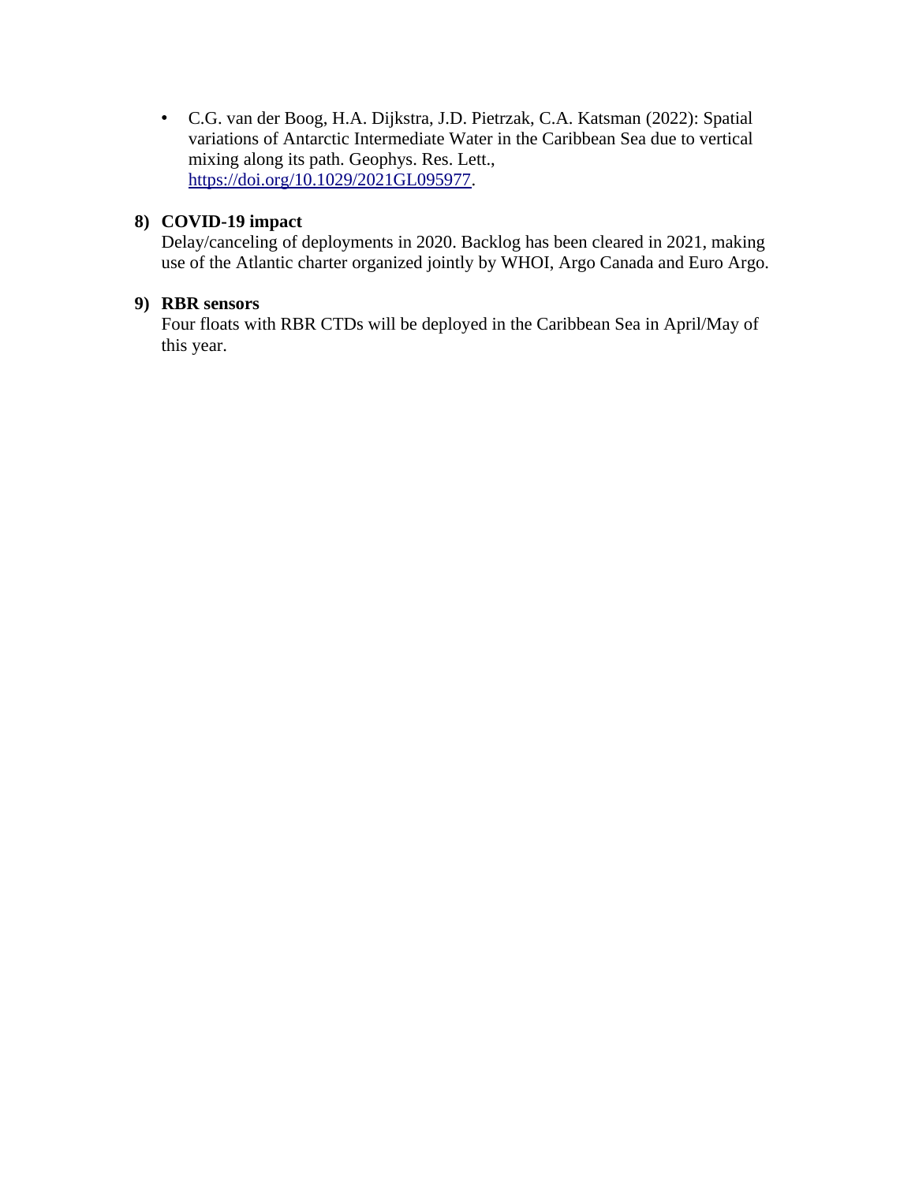- C.G. van der Boog, H.A. Dijkstra, J.D. Pietrzak, C.A. Katsman (2022): Spatial variations of Antarctic Intermediate Water in the Caribbean Sea due to vertical mixing along its path. Geophys. Res. Lett., https://doi.org/10.1029/2021GL095977.

**8) COVID-19 impact**

Delay/canceling of deployments in 2020. Backlog has been cleared in 2021, making use of the Atlantic charter organized jointly by WHOI, Argo Canada and Euro Argo.

**9) RBR sensors**

Four floats with RBR CTDs will be deployed in the Caribbean Sea in April/May of this year.